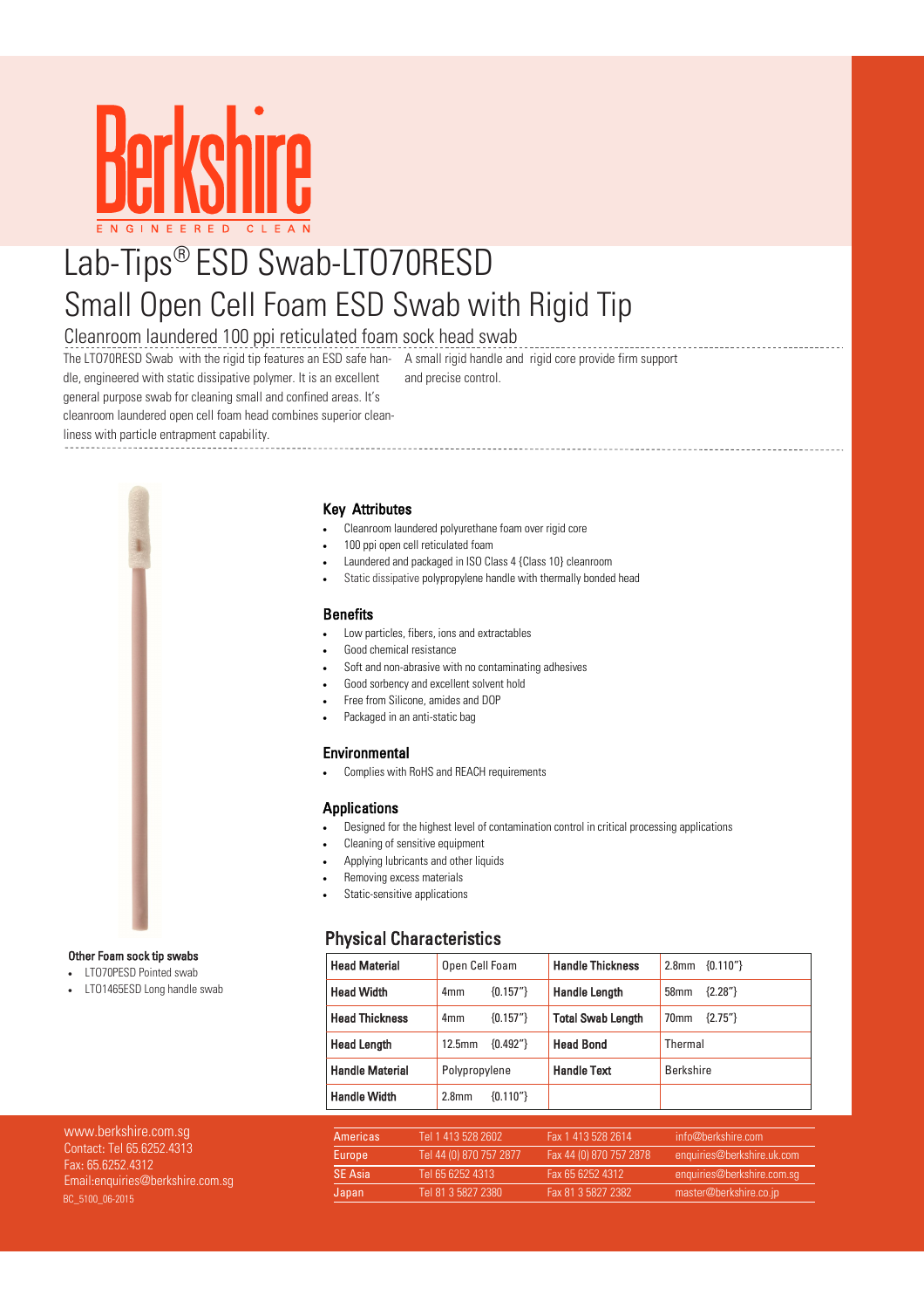Berkshire

ENGINEERED CLEAN

# Lab-Tips® ESD Swab-LTO70RESD

## Small Open Cell Foam ESD Swab with Rigid Tip

### Cleanroom laundered 100 ppi reticulated foam sock head swab

The LTO70RESD Swab with the rigid tip features an ESD safe handle, engineered with static dissipative polymer. It is an excellent general purpose swab for cleaning small and confined areas. It's cleanroom laundered open cell foam head combines superior cleanliness with particle entrapment capability.

A small rigid handle and rigid core provide firm support and precise control.

### Key Attributes

- Cleanroom laundered polyurethane foam over rigid core
- 100 ppi open cell reticulated foam
- Laundered and packaged in ISO Class 4 {Class 10} cleanroom
- Static dissipative polypropylene handle with thermally bonded head

### Benefits

- Low particles, fibers, ions and extractables
- Good chemical resistance
- Soft and non-abrasive with no contaminating adhesives
- Good sorbency and excellent solvent hold
- Free from Silicone, amides and DOP
- Packaged in an anti-static bag

### Environmental

- Complies with RoHS and REACH requirements

### Applications

- Designed for the highest level of contamination control in critical processing applications
- Cleaning of sensitive equipment
- Applying lubricants and other liquids
- Removing excess materials
- Static-sensitive applications

**Other Foam sock tip swabs**

- LTO70PESD Pointed swab
- LTO1465ESD Long handle swab

### Physical Characteristics

| Head Material | Open Cell Foam | Handle Thickness | 2.8mm {0.110"} |
|---|---|---|---|
| Head Width | 4mm {0.157"} | Handle Length | 58mm {2.28"} |
| Head Thickness | 4mm {0.157"} | Total Swab Length | 70mm {2.75"} |
| Head Length | 12.5mm {0.492"} | Head Bond | Thermal |
| Handle Material | Polypropylene | Handle Text | Berkshire |
| Handle Width | 2.8mm {0.110"} | | |

www.berkshire.com.sg
Contact: Tel 65.6252.4313
Fax: 65.6252.4312
Email:enquiries@berkshire.com.sg
BC_5100_06-2015

| Americas | Tel 1 413 528 2602 | Fax 1 413 528 2614 | info@berkshire.com |
|---|---|---|---|
| Europe | Tel 44 (0) 870 757 2877 | Fax 44 (0) 870 757 2878 | enquiries@berkshire.uk.com |
| SE Asia | Tel 65 6252 4313 | Fax 65 6252 4312 | enquiries@berkshire.com.sg |
| Japan | Tel 81 3 5827 2380 | Fax 81 3 5827 2382 | master@berkshire.co.jp |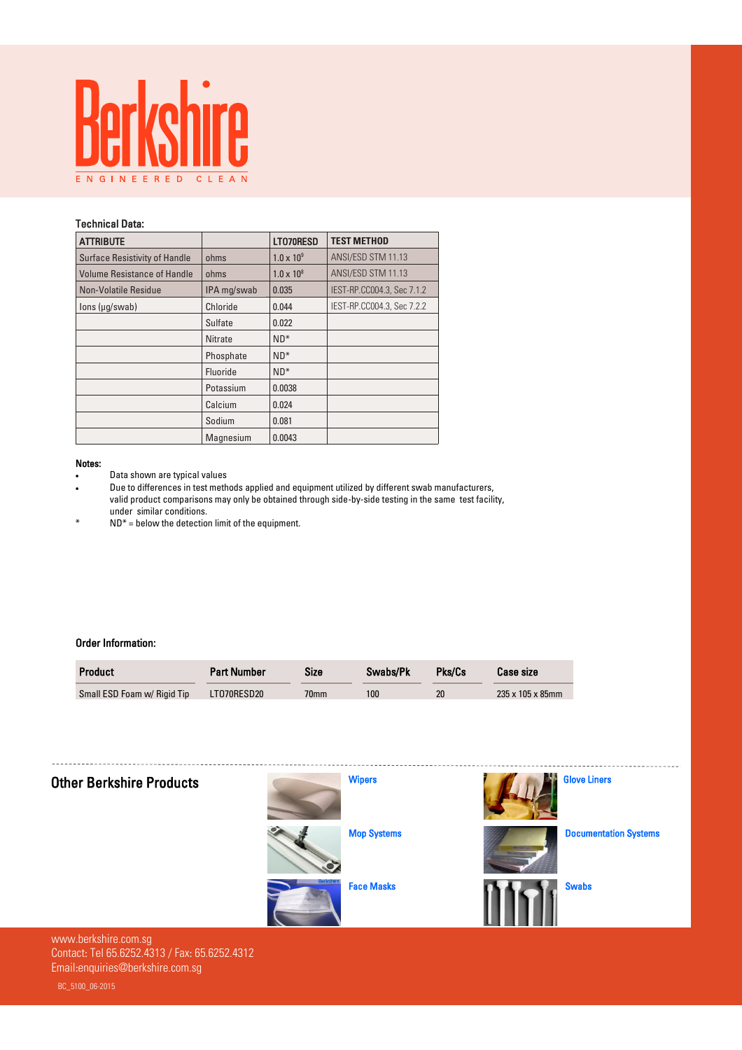# Berkshire

ENGINEERED CLEAN

**Technical Data:**

| ATTRIBUTE | | LTO70RESD | TEST METHOD |
|---|---|---|---|
| Surface Resistivity of Handle | ohms | $1.0 \times 10^9$ | ANSI/ESD STM 11.13 |
| Volume Resistance of Handle | ohms | $1.0 \times 10^8$ | ANSI/ESD STM 11.13 |
| Non-Volatile Residue | IPA mg/swab | 0.035 | IEST-RP.CC004.3, Sec 7.1.2 |
| Ions (µg/swab) | Chloride | 0.044 | IEST-RP.CC004.3, Sec 7.2.2 |
| | Sulfate | 0.022 | |
| | Nitrate | ND* | |
| | Phosphate | ND* | |
| | Fluoride | ND* | |
| | Potassium | 0.0038 | |
| | Calcium | 0.024 | |
| | Sodium | 0.081 | |
| | Magnesium | 0.0043 | |

**Notes:**

- Data shown are typical values
- Due to differences in test methods applied and equipment utilized by different swab manufacturers, valid product comparisons may only be obtained through side-by-side testing in the same test facility, under similar conditions.

\* ND* = below the detection limit of the equipment.

**Order Information:**

| Product | Part Number | Size | Swabs/Pk | Pks/Cs | Case size |
|---|---|---|---|---|---|
| Small ESD Foam w/ Rigid Tip | LTO70RESD20 | 70mm | 100 | 20 | 235 x 105 x 85mm |

## Other Berkshire Products

Wipers

Glove Liners

Mop Systems

Documentation Systems

Face Masks

Swabs

www.berkshire.com.sg
Contact: Tel 65.6252.4313 / Fax: 65.6252.4312
Email:enquiries@berkshire.com.sg

BC_5100_06-2015